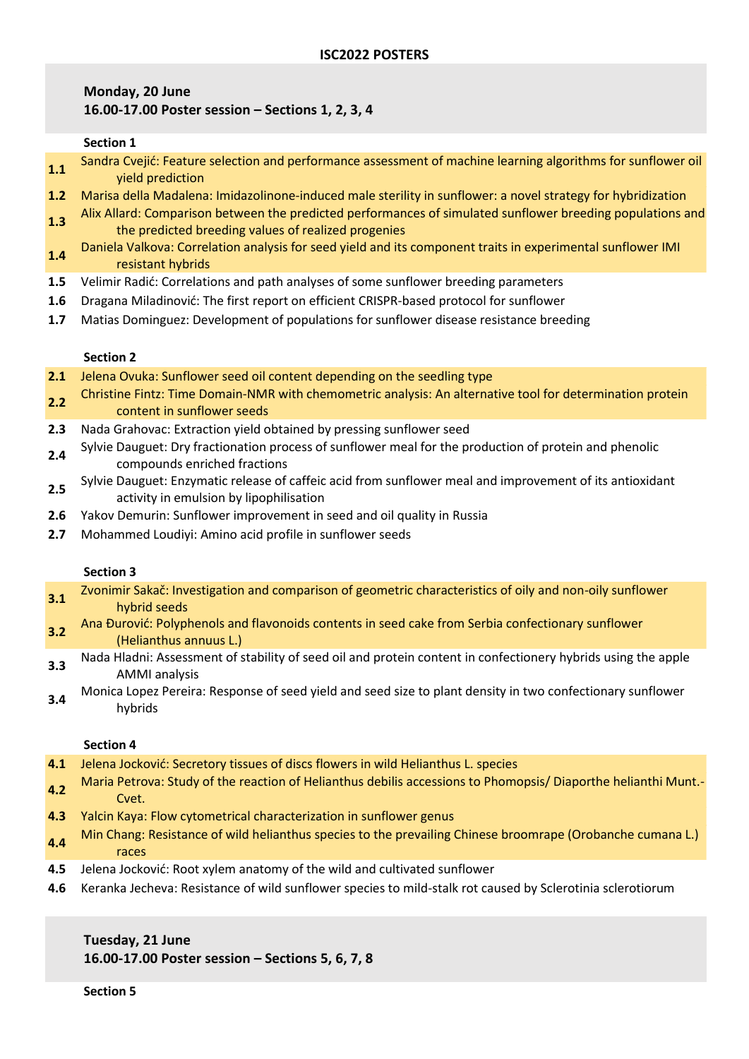# ISC2022 POSTERS

## Monday, 20 June
**16.00-17.00 Poster session – Sections 1, 2, 3, 4**

### Section 1

- **1.1** Sandra Cvejić: Feature selection and performance assessment of machine learning algorithms for sunflower oil yield prediction
- **1.2** Marisa della Madalena: Imidazolinone-induced male sterility in sunflower: a novel strategy for hybridization
- **1.3** Alix Allard: Comparison between the predicted performances of simulated sunflower breeding populations and the predicted breeding values of realized progenies
- **1.4** Daniela Valkova: Correlation analysis for seed yield and its component traits in experimental sunflower IMI resistant hybrids
- **1.5** Velimir Radić: Correlations and path analyses of some sunflower breeding parameters
- **1.6** Dragana Miladinović: The first report on efficient CRISPR-based protocol for sunflower
- **1.7** Matias Dominguez: Development of populations for sunflower disease resistance breeding

### Section 2

- **2.1** Jelena Ovuka: Sunflower seed oil content depending on the seedling type
- **2.2** Christine Fintz: Time Domain-NMR with chemometric analysis: An alternative tool for determination protein content in sunflower seeds
- **2.3** Nada Grahovac: Extraction yield obtained by pressing sunflower seed
- **2.4** Sylvie Dauguet: Dry fractionation process of sunflower meal for the production of protein and phenolic compounds enriched fractions
- **2.5** Sylvie Dauguet: Enzymatic release of caffeic acid from sunflower meal and improvement of its antioxidant activity in emulsion by lipophilisation
- **2.6** Yakov Demurin: Sunflower improvement in seed and oil quality in Russia
- **2.7** Mohammed Loudiyi: Amino acid profile in sunflower seeds

### Section 3

- **3.1** Zvonimir Sakač: Investigation and comparison of geometric characteristics of oily and non-oily sunflower hybrid seeds
- **3.2** Ana Đurović: Polyphenols and flavonoids contents in seed cake from Serbia confectionary sunflower (Helianthus annuus L.)
- **3.3** Nada Hladni: Assessment of stability of seed oil and protein content in confectionery hybrids using the apple AMMI analysis
- **3.4** Monica Lopez Pereira: Response of seed yield and seed size to plant density in two confectionary sunflower hybrids

### Section 4

- **4.1** Jelena Jocković: Secretory tissues of discs flowers in wild Helianthus L. species
- **4.2** Maria Petrova: Study of the reaction of Helianthus debilis accessions to Phomopsis/ Diaporthe helianthi Munt.-Cvet.
- **4.3** Yalcin Kaya: Flow cytometrical characterization in sunflower genus
- **4.4** Min Chang: Resistance of wild helianthus species to the prevailing Chinese broomrape (Orobanche cumana L.) races
- **4.5** Jelena Jocković: Root xylem anatomy of the wild and cultivated sunflower
- **4.6** Keranka Jecheva: Resistance of wild sunflower species to mild-stalk rot caused by Sclerotinia sclerotiorum

## Tuesday, 21 June
**16.00-17.00 Poster session – Sections 5, 6, 7, 8**

### Section 5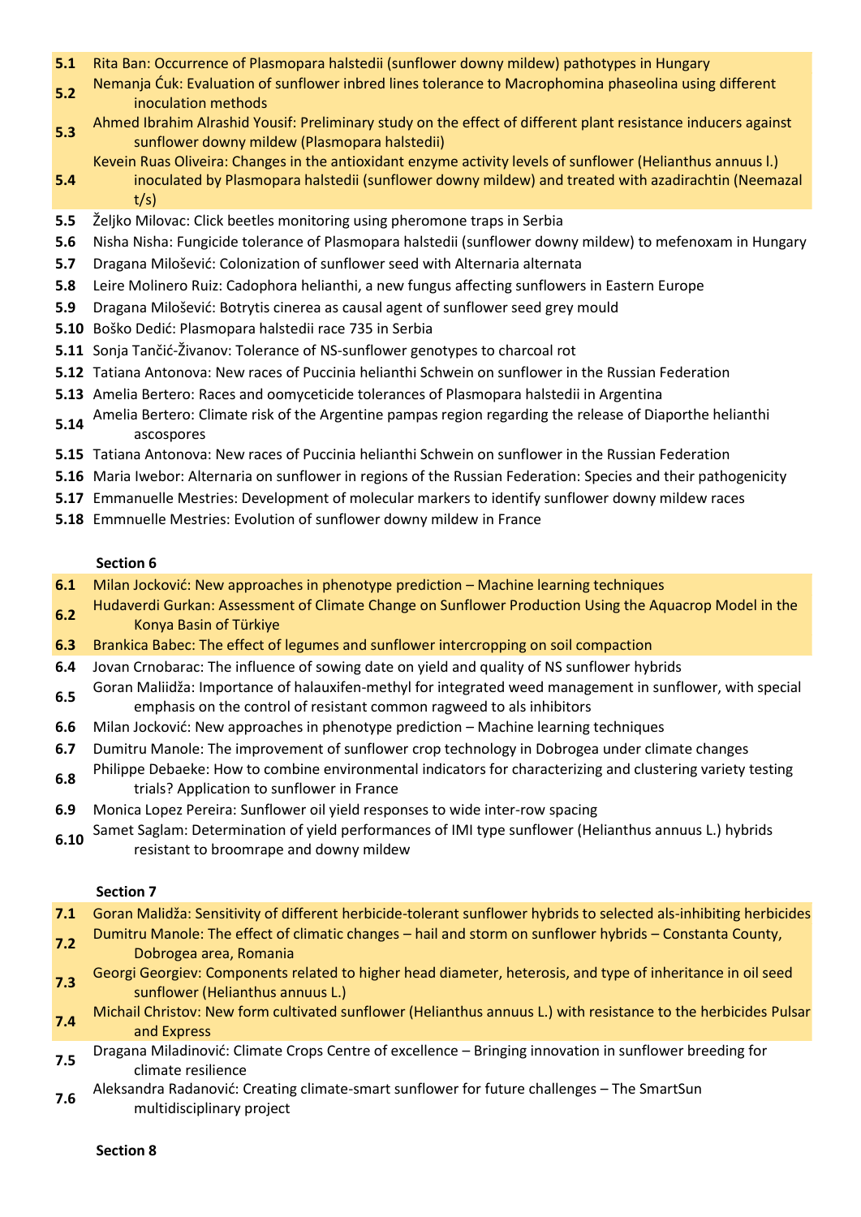- **5.1** Rita Ban: Occurrence of Plasmopara halstedii (sunflower downy mildew) pathotypes in Hungary
- **5.2** Nemanja Ćuk: Evaluation of sunflower inbred lines tolerance to Macrophomina phaseolina using different inoculation methods
- **5.3** Ahmed Ibrahim Alrashid Yousif: Preliminary study on the effect of different plant resistance inducers against sunflower downy mildew (Plasmopara halstedii)
- **5.4** Kevein Ruas Oliveira: Changes in the antioxidant enzyme activity levels of sunflower (Helianthus annuus l.) inoculated by Plasmopara halstedii (sunflower downy mildew) and treated with azadirachtin (Neemazal t/s)
- **5.5** Željko Milovac: Click beetles monitoring using pheromone traps in Serbia
- **5.6** Nisha Nisha: Fungicide tolerance of Plasmopara halstedii (sunflower downy mildew) to mefenoxam in Hungary
- **5.7** Dragana Milošević: Colonization of sunflower seed with Alternaria alternata
- **5.8** Leire Molinero Ruiz: Cadophora helianthi, a new fungus affecting sunflowers in Eastern Europe
- **5.9** Dragana Milošević: Botrytis cinerea as causal agent of sunflower seed grey mould
- **5.10** Boško Dedić: Plasmopara halstedii race 735 in Serbia
- **5.11** Sonja Tančić-Živanov: Tolerance of NS-sunflower genotypes to charcoal rot
- **5.12** Tatiana Antonova: New races of Puccinia helianthi Schwein on sunflower in the Russian Federation
- **5.13** Amelia Bertero: Races and oomyceticide tolerances of Plasmopara halstedii in Argentina
- **5.14** Amelia Bertero: Climate risk of the Argentine pampas region regarding the release of Diaporthe helianthi ascospores
- **5.15** Tatiana Antonova: New races of Puccinia helianthi Schwein on sunflower in the Russian Federation
- **5.16** Maria Iwebor: Alternaria on sunflower in regions of the Russian Federation: Species and their pathogenicity
- **5.17** Emmanuelle Mestries: Development of molecular markers to identify sunflower downy mildew races
- **5.18** Emmnuelle Mestries: Evolution of sunflower downy mildew in France

**Section 6**

- **6.1** Milan Jocković: New approaches in phenotype prediction – Machine learning techniques
- **6.2** Hudaverdi Gurkan: Assessment of Climate Change on Sunflower Production Using the Aquacrop Model in the Konya Basin of Türkiye
- **6.3** Brankica Babec: The effect of legumes and sunflower intercropping on soil compaction
- **6.4** Jovan Crnobarac: The influence of sowing date on yield and quality of NS sunflower hybrids
- **6.5** Goran Maliidža: Importance of halauxifen-methyl for integrated weed management in sunflower, with special emphasis on the control of resistant common ragweed to als inhibitors
- **6.6** Milan Jocković: New approaches in phenotype prediction – Machine learning techniques
- **6.7** Dumitru Manole: The improvement of sunflower crop technology in Dobrogea under climate changes
- **6.8** Philippe Debaeke: How to combine environmental indicators for characterizing and clustering variety testing trials? Application to sunflower in France
- **6.9** Monica Lopez Pereira: Sunflower oil yield responses to wide inter-row spacing
- **6.10** Samet Saglam: Determination of yield performances of IMI type sunflower (Helianthus annuus L.) hybrids resistant to broomrape and downy mildew

**Section 7**

- **7.1** Goran Malidža: Sensitivity of different herbicide-tolerant sunflower hybrids to selected als-inhibiting herbicides
- **7.2** Dumitru Manole: The effect of climatic changes – hail and storm on sunflower hybrids – Constanta County, Dobrogea area, Romania
- **7.3** Georgi Georgiev: Components related to higher head diameter, heterosis, and type of inheritance in oil seed sunflower (Helianthus annuus L.)
- **7.4** Michail Christov: New form cultivated sunflower (Helianthus annuus L.) with resistance to the herbicides Pulsar and Express
- **7.5** Dragana Miladinović: Climate Crops Centre of excellence – Bringing innovation in sunflower breeding for climate resilience
- **7.6** Aleksandra Radanović: Creating climate-smart sunflower for future challenges – The SmartSun multidisciplinary project

**Section 8**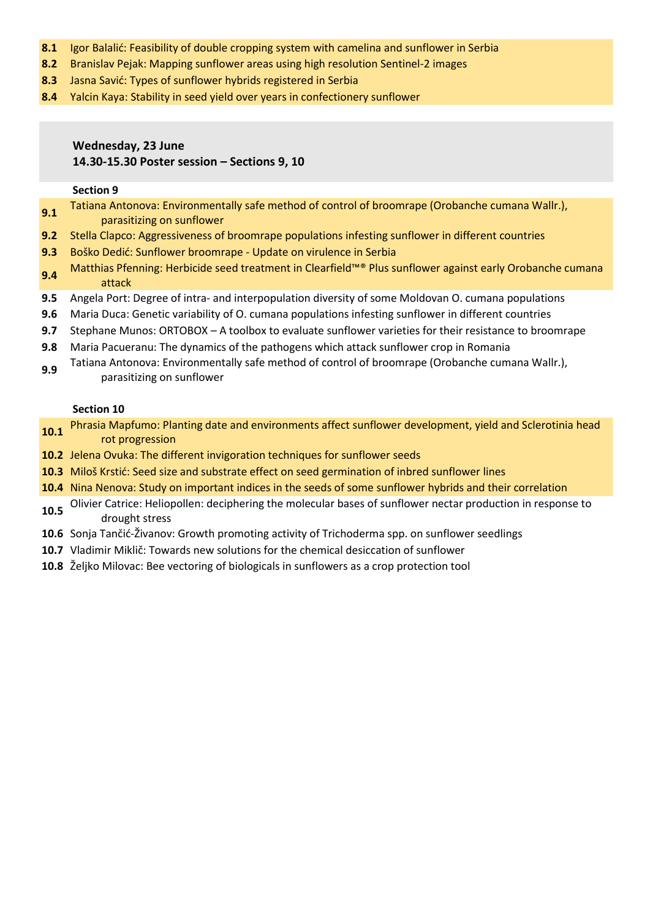**8.1** Igor Balalić: Feasibility of double cropping system with camelina and sunflower in Serbia
**8.2** Branislav Pejak: Mapping sunflower areas using high resolution Sentinel-2 images
**8.3** Jasna Savić: Types of sunflower hybrids registered in Serbia
**8.4** Yalcin Kaya: Stability in seed yield over years in confectionery sunflower

**Wednesday, 23 June**
**14.30-15.30 Poster session – Sections 9, 10**

**Section 9**

**9.1** Tatiana Antonova: Environmentally safe method of control of broomrape (Orobanche cumana Wallr.), parasitizing on sunflower
**9.2** Stella Clapco: Aggressiveness of broomrape populations infesting sunflower in different countries
**9.3** Boško Dedić: Sunflower broomrape - Update on virulence in Serbia
**9.4** Matthias Pfenning: Herbicide seed treatment in Clearfield™® Plus sunflower against early Orobanche cumana attack
**9.5** Angela Port: Degree of intra- and interpopulation diversity of some Moldovan O. cumana populations
**9.6** Maria Duca: Genetic variability of O. cumana populations infesting sunflower in different countries
**9.7** Stephane Munos: ORTOBOX – A toolbox to evaluate sunflower varieties for their resistance to broomrape
**9.8** Maria Pacueranu: The dynamics of the pathogens which attack sunflower crop in Romania
**9.9** Tatiana Antonova: Environmentally safe method of control of broomrape (Orobanche cumana Wallr.), parasitizing on sunflower

**Section 10**

**10.1** Phrasia Mapfumo: Planting date and environments affect sunflower development, yield and Sclerotinia head rot progression
**10.2** Jelena Ovuka: The different invigoration techniques for sunflower seeds
**10.3** Miloš Krstić: Seed size and substrate effect on seed germination of inbred sunflower lines
**10.4** Nina Nenova: Study on important indices in the seeds of some sunflower hybrids and their correlation
**10.5** Olivier Catrice: Heliopollen: deciphering the molecular bases of sunflower nectar production in response to drought stress
**10.6** Sonja Tančić-Živanov: Growth promoting activity of Trichoderma spp. on sunflower seedlings
**10.7** Vladimir Miklič: Towards new solutions for the chemical desiccation of sunflower
**10.8** Željko Milovac: Bee vectoring of biologicals in sunflowers as a crop protection tool